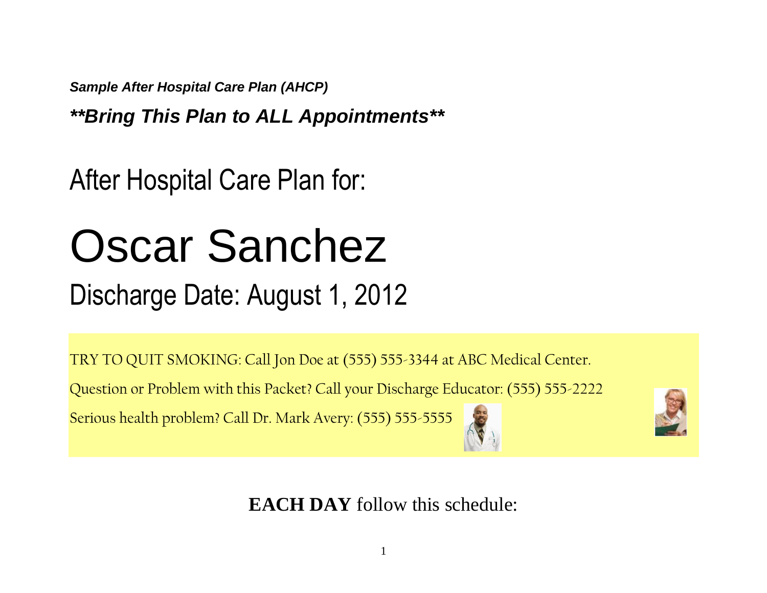***Sample After Hospital Care Plan (AHCP)***

***\*\*Bring This Plan to ALL Appointments\*\****

# After Hospital Care Plan for:

# Oscar Sanchez

## Discharge Date: August 1, 2012

TRY TO QUIT SMOKING: Call Jon Doe at (555) 555-3344 at ABC Medical Center.

Question or Problem with this Packet? Call your Discharge Educator: (555) 555-2222

Serious health problem? Call Dr. Mark Avery: (555) 555-5555

**EACH DAY** follow this schedule: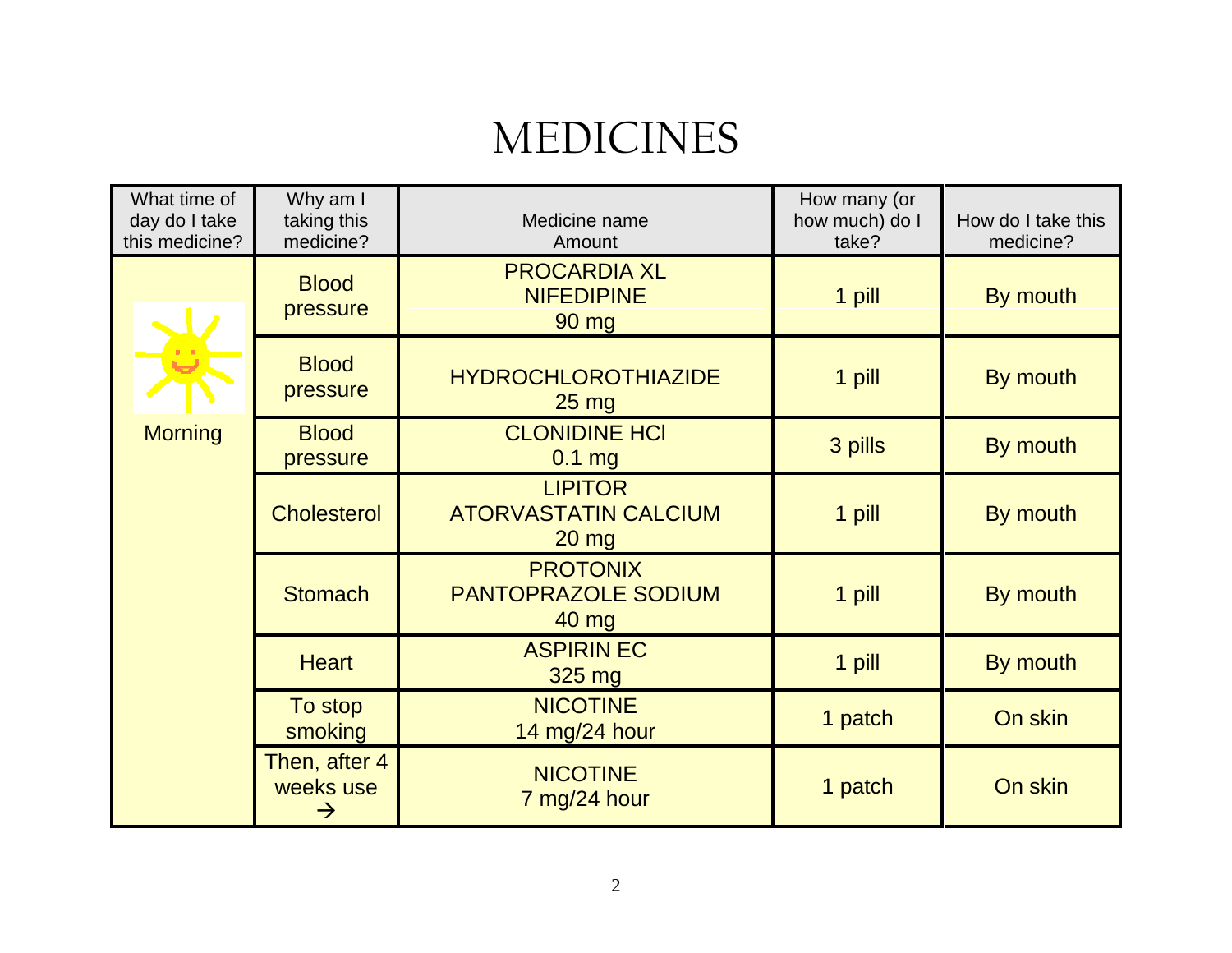# MEDICINES

| What time of day do I take this medicine? | Why am I taking this medicine? | Medicine name Amount | How many (or how much) do I take? | How do I take this medicine? |
|---|---|---|---|---|
| Morning | Blood pressure | PROCARDIA XL NIFEDIPINE 90 mg | 1 pill | By mouth |
| | Blood pressure | HYDROCHLOROTHIAZIDE 25 mg | 1 pill | By mouth |
| | Blood pressure | CLONIDINE HCl 0.1 mg | 3 pills | By mouth |
| | Cholesterol | LIPITOR ATORVASTATIN CALCIUM 20 mg | 1 pill | By mouth |
| | Stomach | PROTONIX PANTOPRAZOLE SODIUM 40 mg | 1 pill | By mouth |
| | Heart | ASPIRIN EC 325 mg | 1 pill | By mouth |
| | To stop smoking | NICOTINE 14 mg/24 hour | 1 patch | On skin |
| | Then, after 4 weeks use → | NICOTINE 7 mg/24 hour | 1 patch | On skin |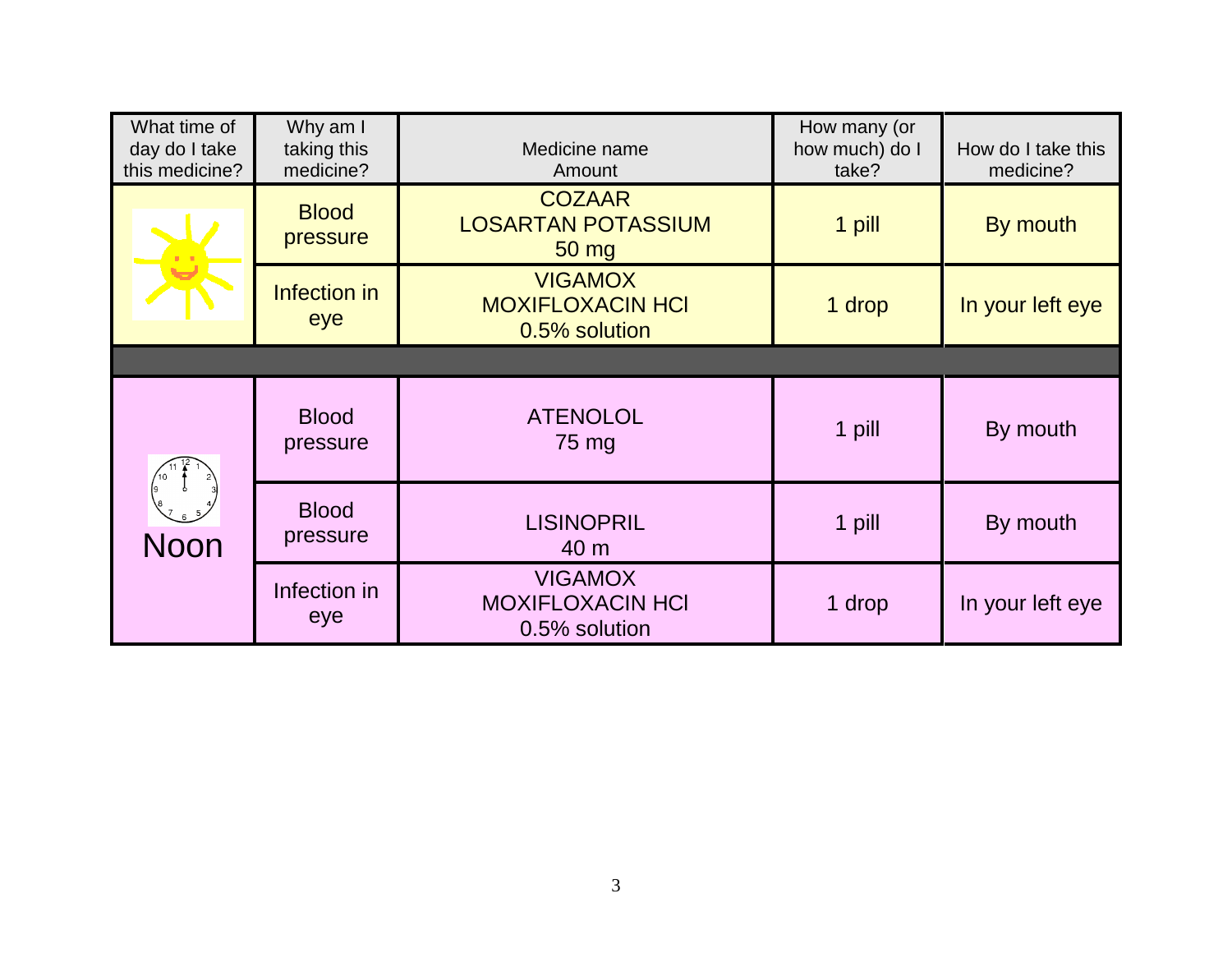| What time of day do I take this medicine? | Why am I taking this medicine? | Medicine name Amount | How many (or how much) do I take? | How do I take this medicine? |
|---|---|---|---|---|
| | Blood pressure | COZAAR LOSARTAN POTASSIUM 50 mg | 1 pill | By mouth |
| | Infection in eye | VIGAMOX MOXIFLOXACIN HCl 0.5% solution | 1 drop | In your left eye |
| | | | | |
| Noon | Blood pressure | ATENOLOL 75 mg | 1 pill | By mouth |
| | Blood pressure | LISINOPRIL 40 m | 1 pill | By mouth |
| | Infection in eye | VIGAMOX MOXIFLOXACIN HCl 0.5% solution | 1 drop | In your left eye |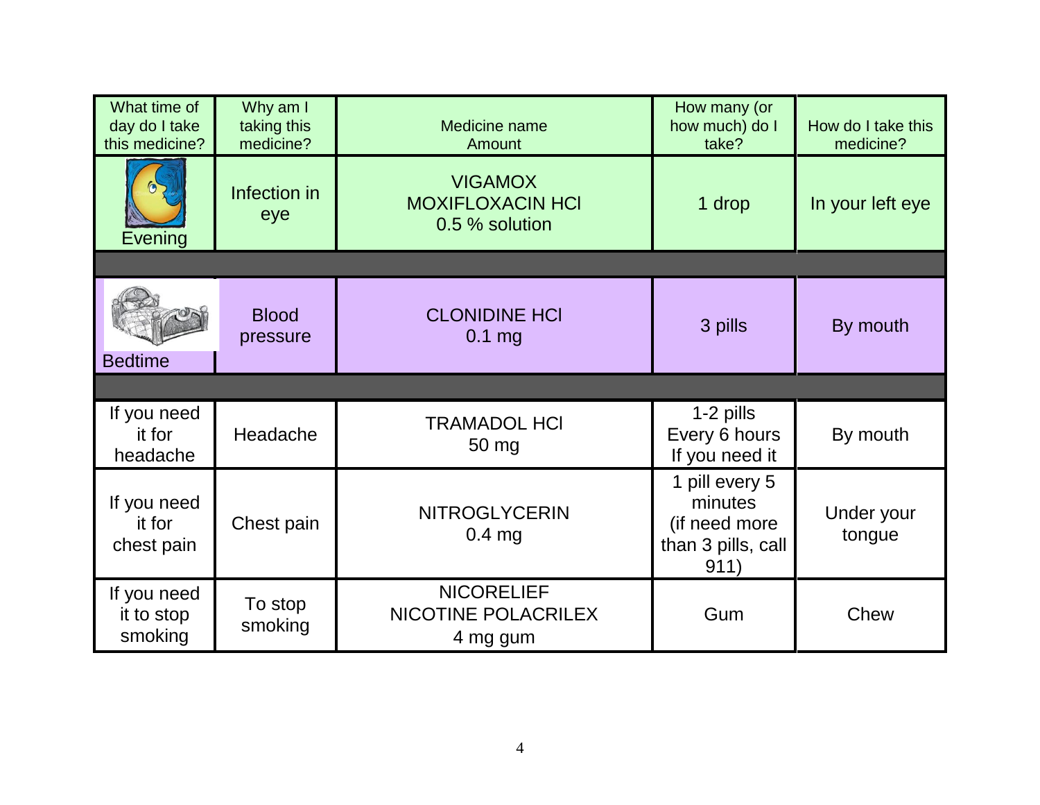| What time of day do I take this medicine? | Why am I taking this medicine? | Medicine name Amount | How many (or how much) do I take? | How do I take this medicine? |
|---|---|---|---|---|
| Evening | Infection in eye | VIGAMOX MOXIFLOXACIN HCl 0.5 % solution | 1 drop | In your left eye |
| | | | | |
| Bedtime | Blood pressure | CLONIDINE HCl 0.1 mg | 3 pills | By mouth |
| | | | | |
| If you need it for headache | Headache | TRAMADOL HCl 50 mg | 1-2 pills Every 6 hours If you need it | By mouth |
| If you need it for chest pain | Chest pain | NITROGLYCERIN 0.4 mg | 1 pill every 5 minutes (if need more than 3 pills, call 911) | Under your tongue |
| If you need it to stop smoking | To stop smoking | NICORELIEF NICOTINE POLACRILEX 4 mg gum | Gum | Chew |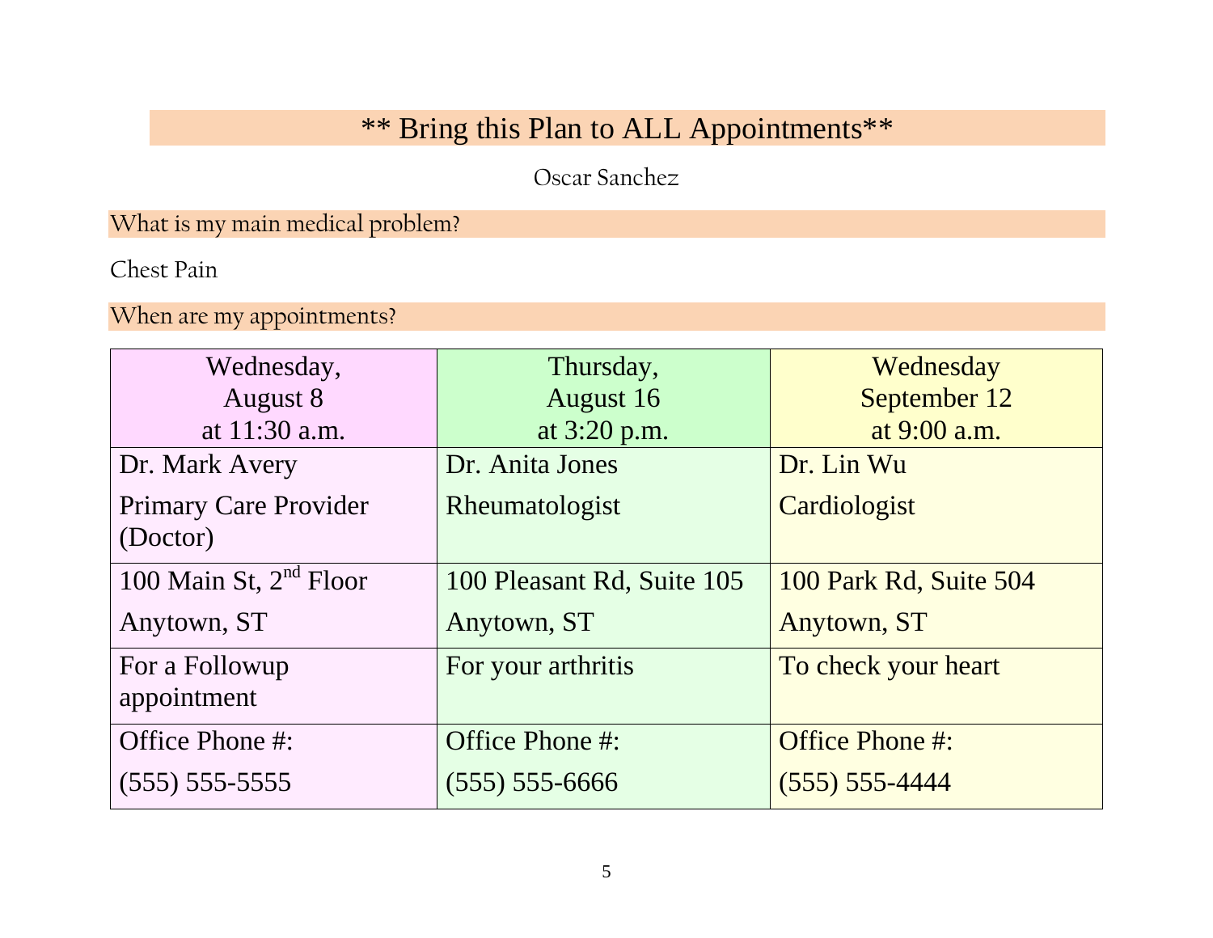# ** Bring this Plan to ALL Appointments**

Oscar Sanchez

## What is my main medical problem?

Chest Pain

## When are my appointments?

| Wednesday, August 8 at 11:30 a.m. | Thursday, August 16 at 3:20 p.m. | Wednesday September 12 at 9:00 a.m. |
|---|---|---|
| Dr. Mark Avery<br>Primary Care Provider (Doctor) | Dr. Anita Jones<br>Rheumatologist | Dr. Lin Wu<br>Cardiologist |
| 100 Main St, 2nd Floor<br>Anytown, ST | 100 Pleasant Rd, Suite 105<br>Anytown, ST | 100 Park Rd, Suite 504<br>Anytown, ST |
| For a Followup appointment | For your arthritis | To check your heart |
| Office Phone #:<br>(555) 555-5555 | Office Phone #:<br>(555) 555-6666 | Office Phone #:<br>(555) 555-4444 |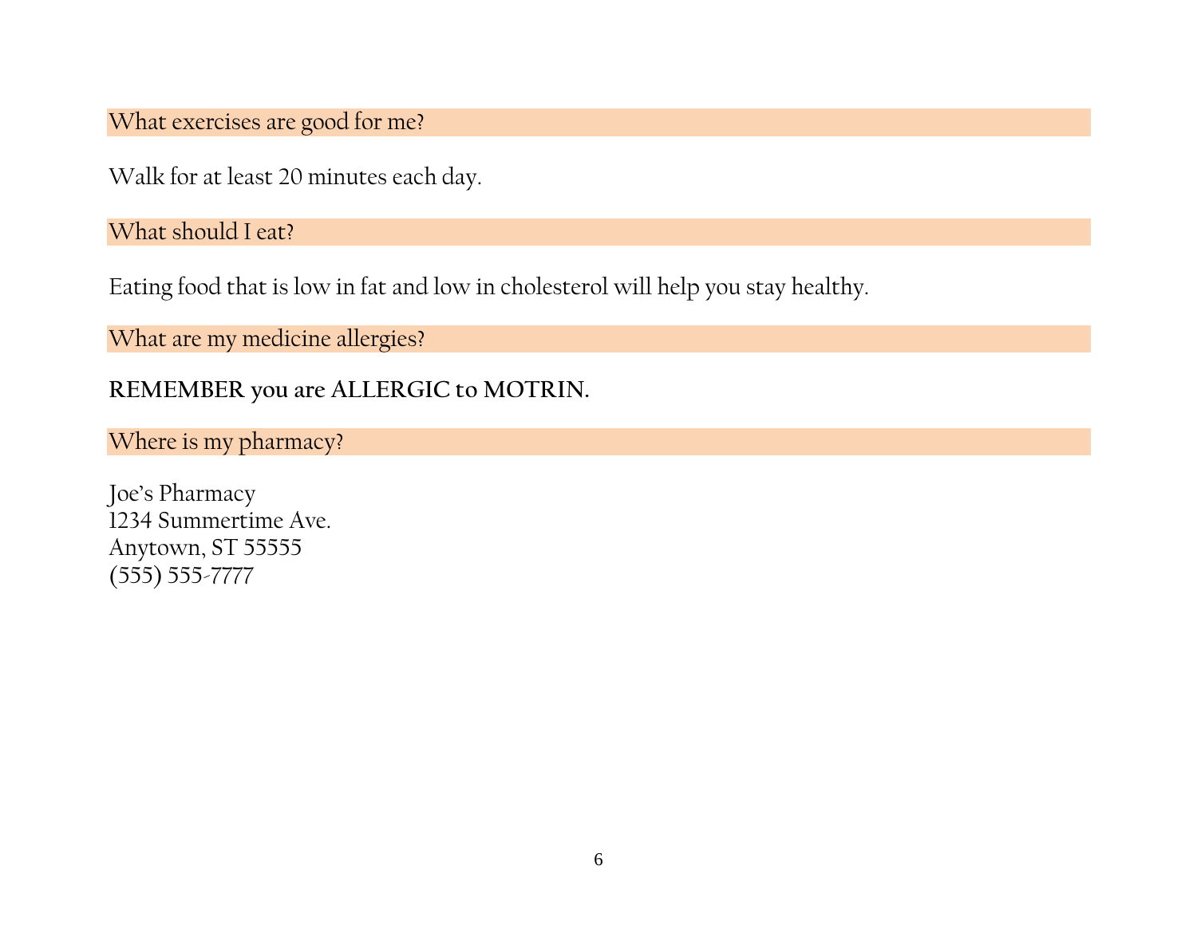## What exercises are good for me?

Walk for at least 20 minutes each day.

## What should I eat?

Eating food that is low in fat and low in cholesterol will help you stay healthy.

## What are my medicine allergies?

**REMEMBER you are ALLERGIC to MOTRIN.**

## Where is my pharmacy?

Joe's Pharmacy
1234 Summertime Ave.
Anytown, ST 55555
(555) 555-7777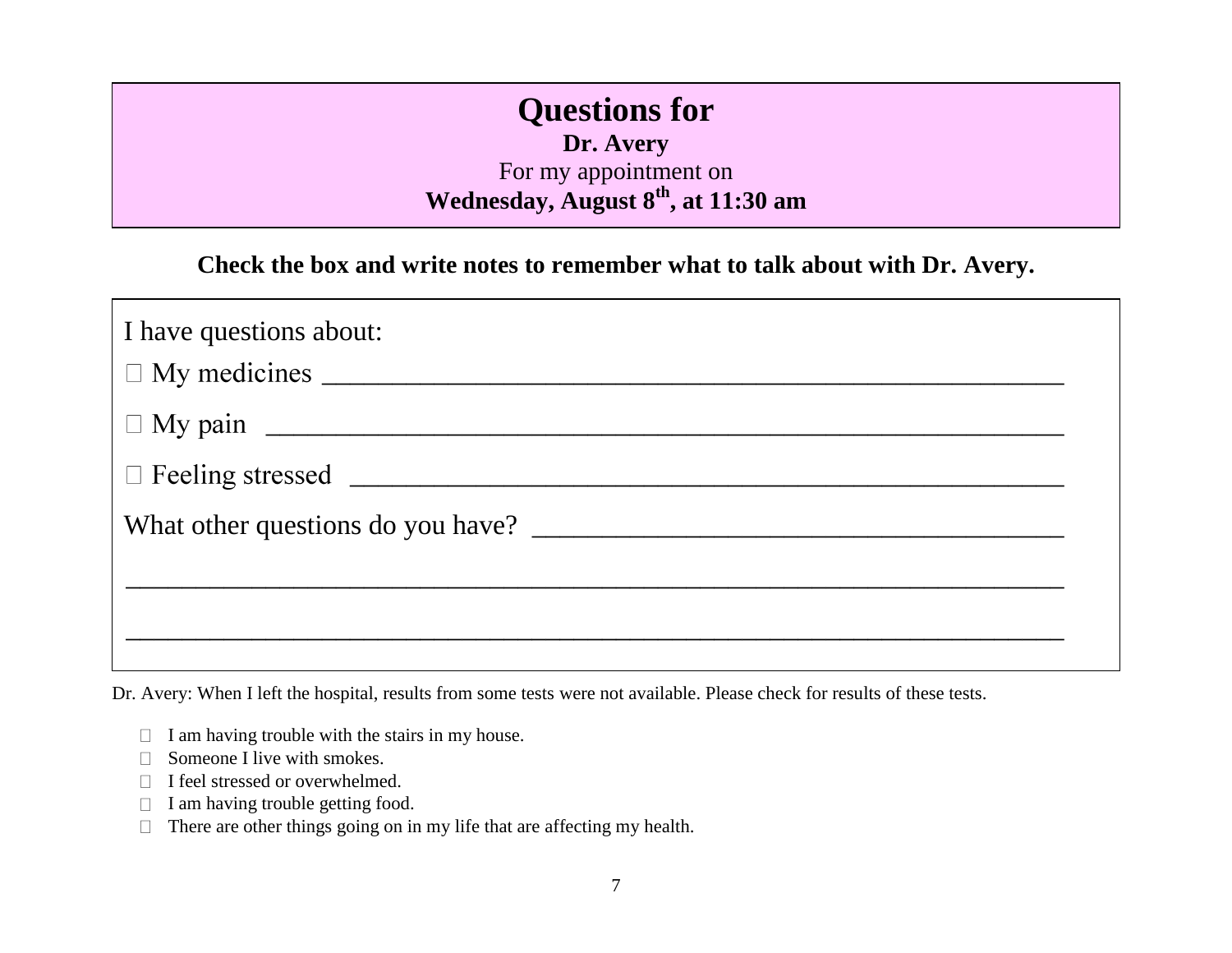# Questions for

**Dr. Avery**

For my appointment on

**Wednesday, August 8th, at 11:30 am**

**Check the box and write notes to remember what to talk about with Dr. Avery.**

I have questions about:

☐ My medicines ______________________________________________________

☐ My pain ________________________________________________________

☐ Feeling stressed ___________________________________________________

What other questions do you have? ______________________________________

_________________________________________________________________

_________________________________________________________________

Dr. Avery: When I left the hospital, results from some tests were not available. Please check for results of these tests.

- ☐ I am having trouble with the stairs in my house.
- ☐ Someone I live with smokes.
- ☐ I feel stressed or overwhelmed.
- ☐ I am having trouble getting food.
- ☐ There are other things going on in my life that are affecting my health.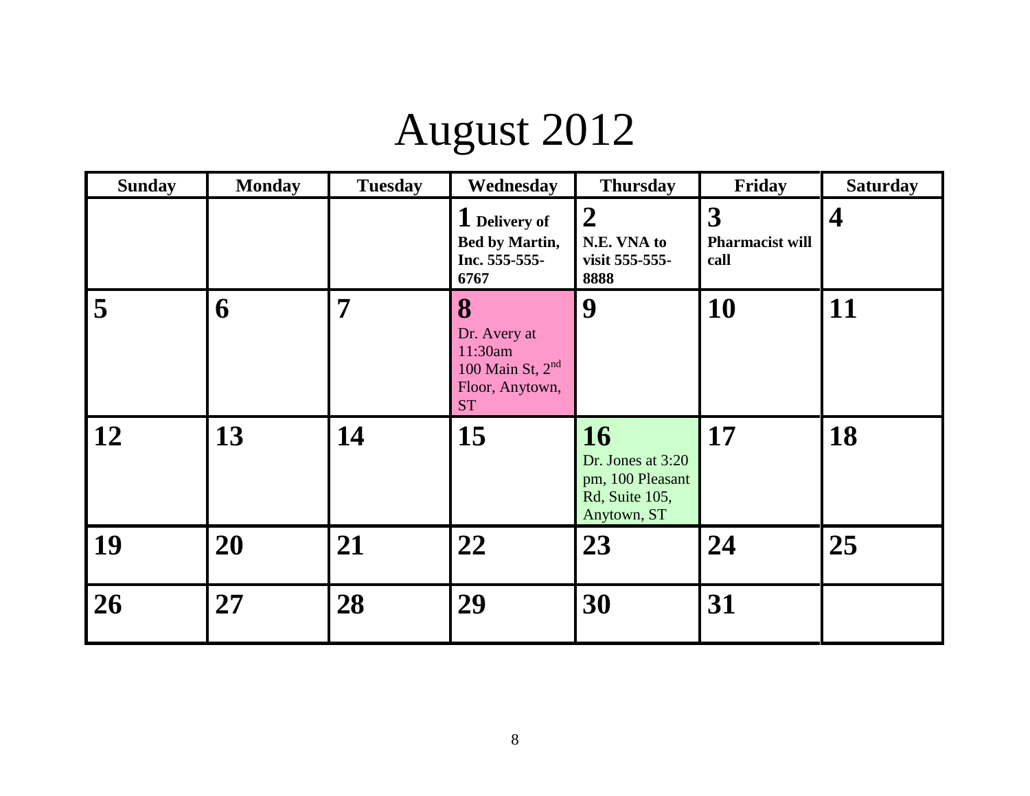# August 2012

| Sunday | Monday | Tuesday | Wednesday | Thursday | Friday | Saturday |
|---|---|---|---|---|---|---|
| | | | **1** **Delivery of Bed by Martin, Inc. 555-555-6767** | **2** **N.E. VNA to visit 555-555-8888** | **3** **Pharmacist will call** | **4** |
| **5** | **6** | **7** | **8** Dr. Avery at 11:30am 100 Main St, 2nd Floor, Anytown, ST | **9** | **10** | **11** |
| **12** | **13** | **14** | **15** | **16** Dr. Jones at 3:20 pm, 100 Pleasant Rd, Suite 105, Anytown, ST | **17** | **18** |
| **19** | **20** | **21** | **22** | **23** | **24** | **25** |
| **26** | **27** | **28** | **29** | **30** | **31** | |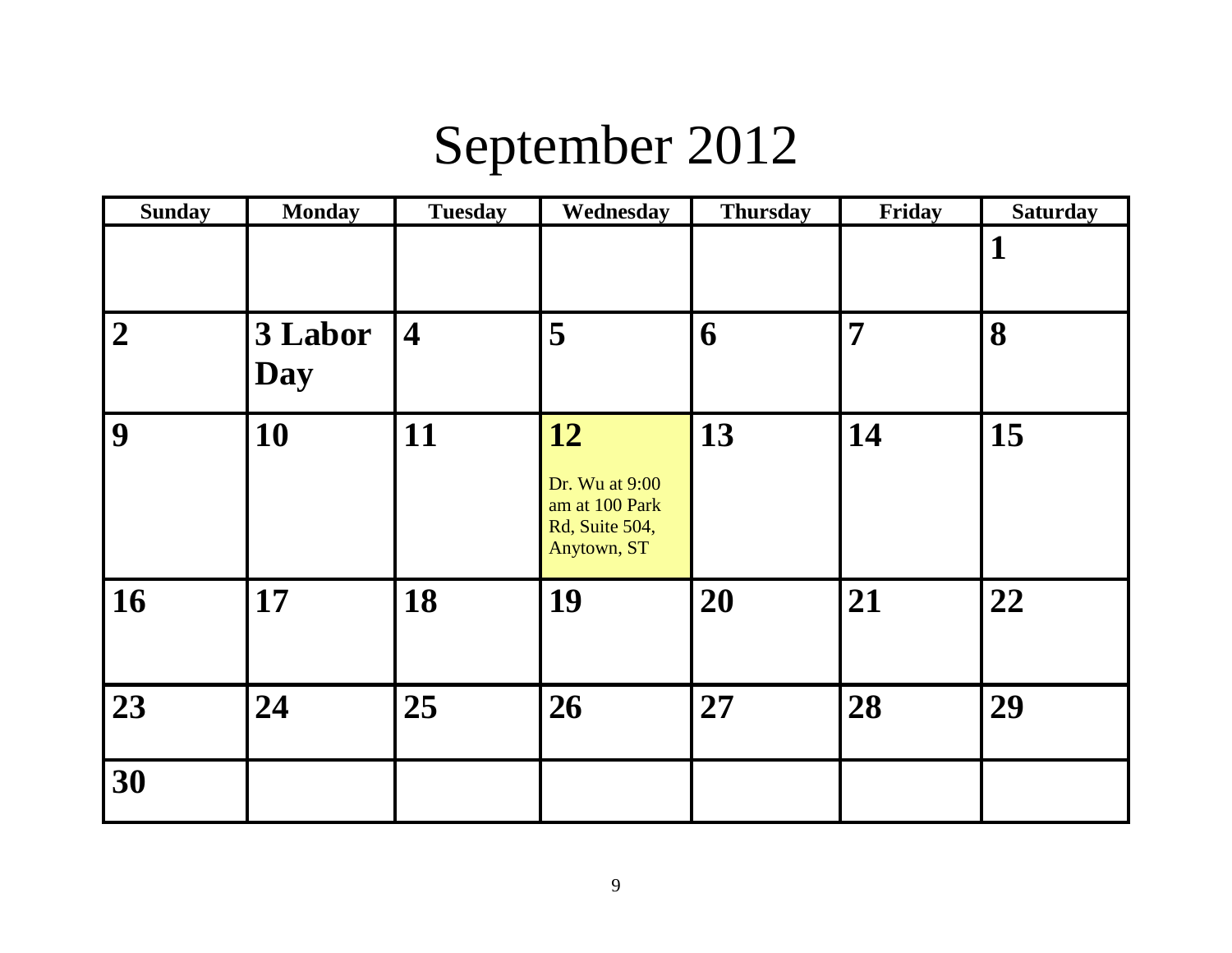# September 2012

| Sunday | Monday | Tuesday | Wednesday | Thursday | Friday | Saturday |
|---|---|---|---|---|---|---|
| | | | | | | **1** |
| **2** | **3 Labor Day** | **4** | **5** | **6** | **7** | **8** |
| **9** | **10** | **11** | **12** Dr. Wu at 9:00 am at 100 Park Rd, Suite 504, Anytown, ST | **13** | **14** | **15** |
| **16** | **17** | **18** | **19** | **20** | **21** | **22** |
| **23** | **24** | **25** | **26** | **27** | **28** | **29** |
| **30** | | | | | | |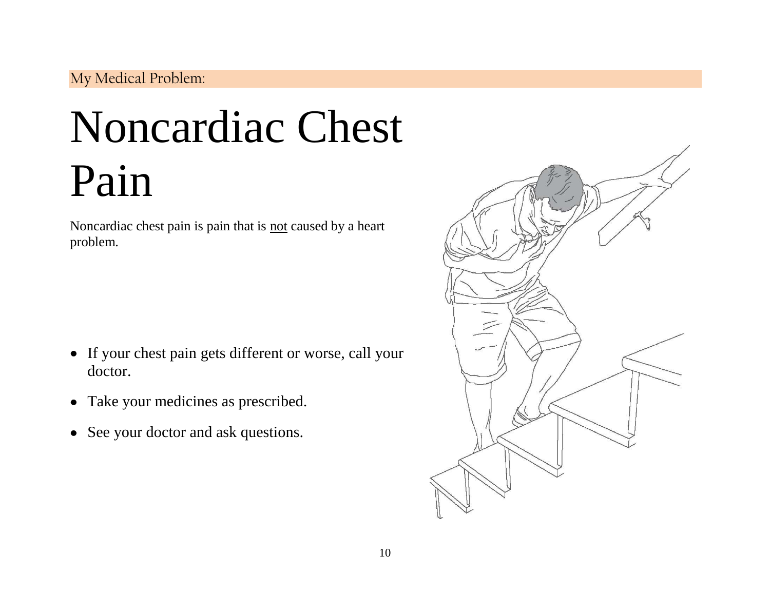My Medical Problem:

# Noncardiac Chest Pain

Noncardiac chest pain is pain that is <u>not</u> caused by a heart problem.

- If your chest pain gets different or worse, call your doctor.
- Take your medicines as prescribed.
- See your doctor and ask questions.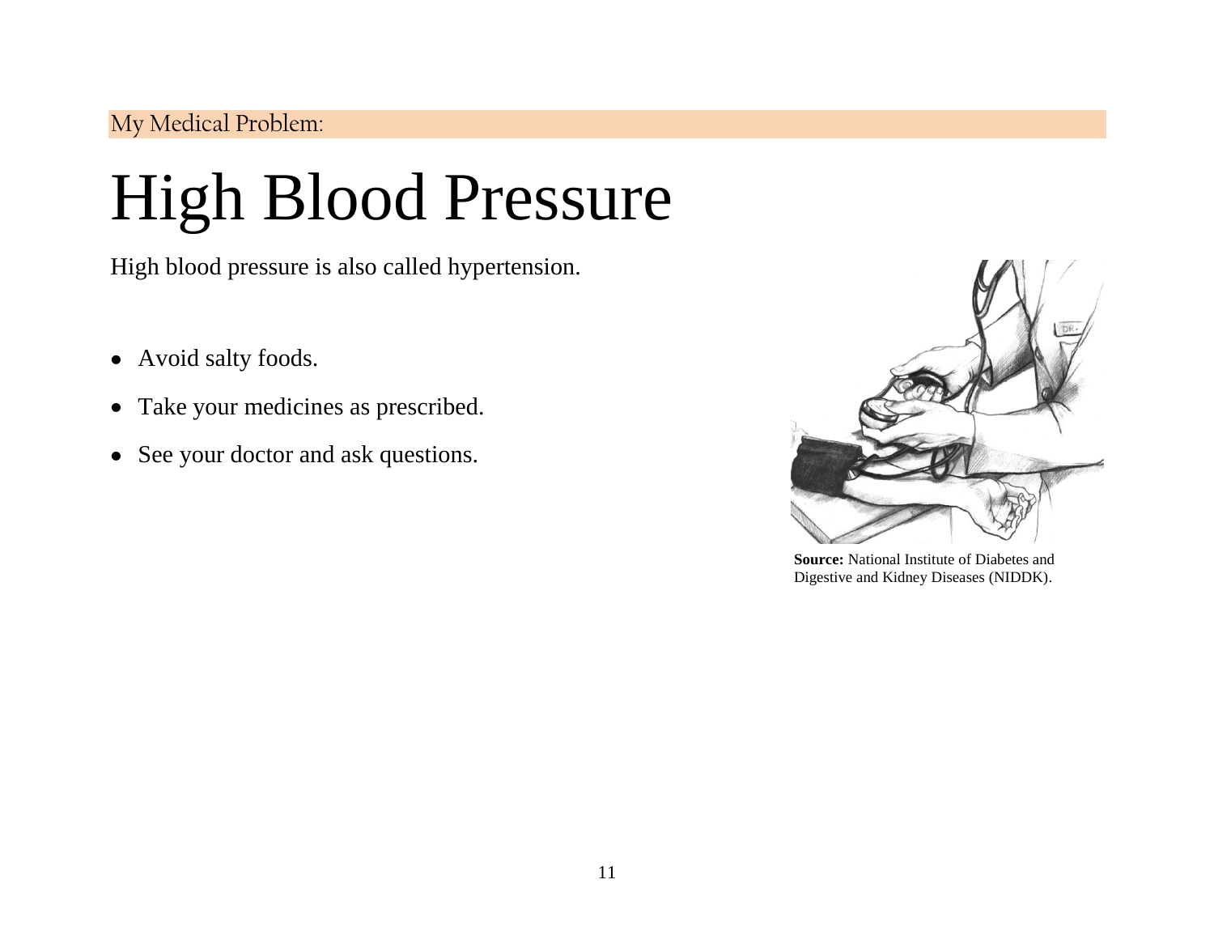My Medical Problem:

# High Blood Pressure

High blood pressure is also called hypertension.

- Avoid salty foods.
- Take your medicines as prescribed.
- See your doctor and ask questions.

**Source:** National Institute of Diabetes and Digestive and Kidney Diseases (NIDDK).